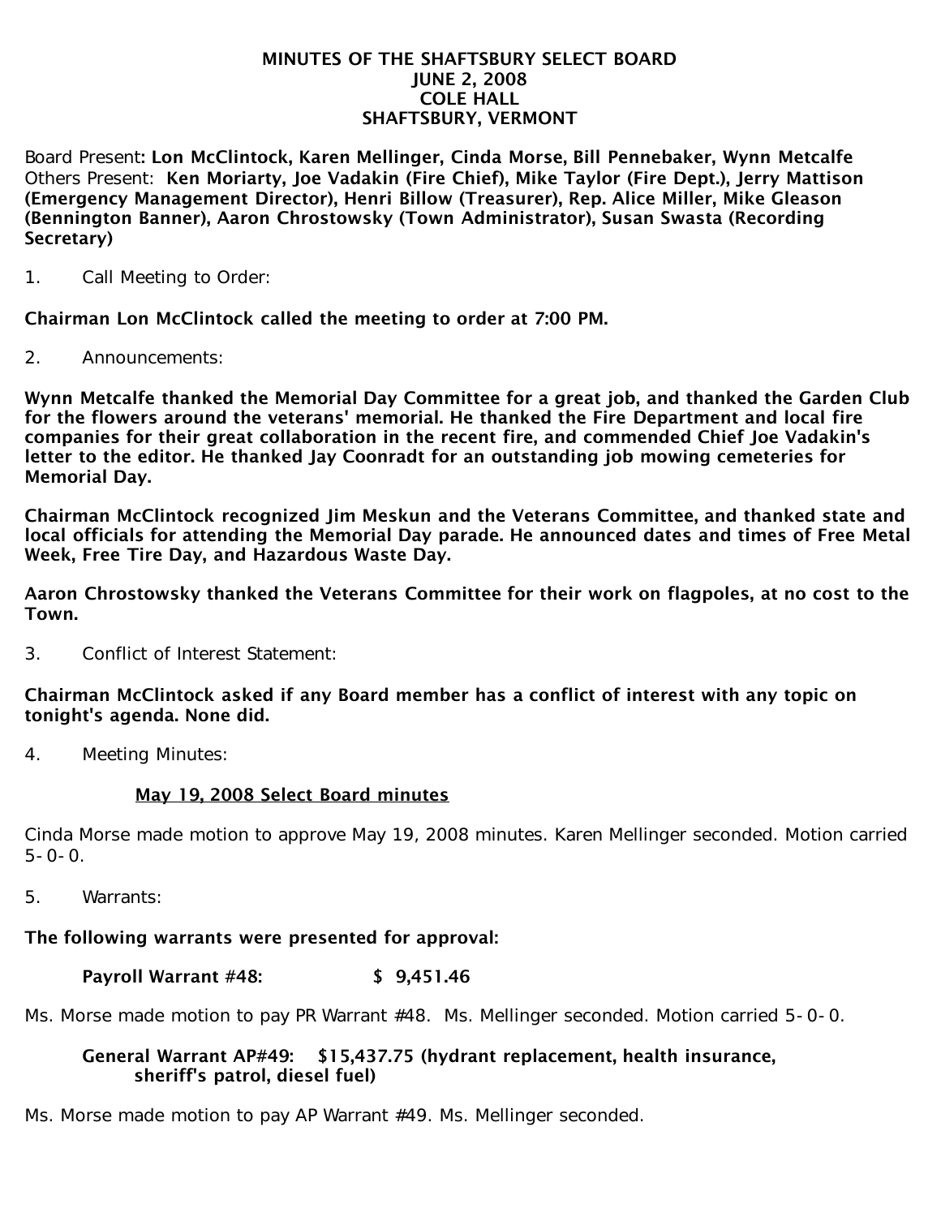# MINUTES OF THE SHAFTSBURY SELECT BOARD
## JUNE 2, 2008
## COLE HALL
## SHAFTSBURY, VERMONT

Board Present: **Lon McClintock, Karen Mellinger, Cinda Morse, Bill Pennebaker, Wynn Metcalfe**
Others Present: **Ken Moriarty, Joe Vadakin (Fire Chief), Mike Taylor (Fire Dept.), Jerry Mattison (Emergency Management Director), Henri Billow (Treasurer), Rep. Alice Miller, Mike Gleason (Bennington Banner), Aaron Chrostowsky (Town Administrator), Susan Swasta (Recording Secretary)**

1. Call Meeting to Order:

**Chairman Lon McClintock called the meeting to order at 7:00 PM.**

2. Announcements:

**Wynn Metcalfe thanked the Memorial Day Committee for a great job, and thanked the Garden Club for the flowers around the veterans' memorial. He thanked the Fire Department and local fire companies for their great collaboration in the recent fire, and commended Chief Joe Vadakin's letter to the editor. He thanked Jay Coonradt for an outstanding job mowing cemeteries for Memorial Day.**

**Chairman McClintock recognized Jim Meskun and the Veterans Committee, and thanked state and local officials for attending the Memorial Day parade. He announced dates and times of Free Metal Week, Free Tire Day, and Hazardous Waste Day.**

**Aaron Chrostowsky thanked the Veterans Committee for their work on flagpoles, at no cost to the Town.**

3. Conflict of Interest Statement:

**Chairman McClintock asked if any Board member has a conflict of interest with any topic on tonight's agenda. None did.**

4. Meeting Minutes:

<u>**May 19, 2008 Select Board minutes**</u>

Cinda Morse made motion to approve May 19, 2008 minutes. Karen Mellinger seconded. Motion carried 5-0-0.

5. Warrants:

**The following warrants were presented for approval:**

**Payroll Warrant #48: $ 9,451.46**

Ms. Morse made motion to pay PR Warrant #48. Ms. Mellinger seconded. Motion carried 5-0-0.

**General Warrant AP#49: $15,437.75 (hydrant replacement, health insurance, sheriff's patrol, diesel fuel)**

Ms. Morse made motion to pay AP Warrant #49. Ms. Mellinger seconded.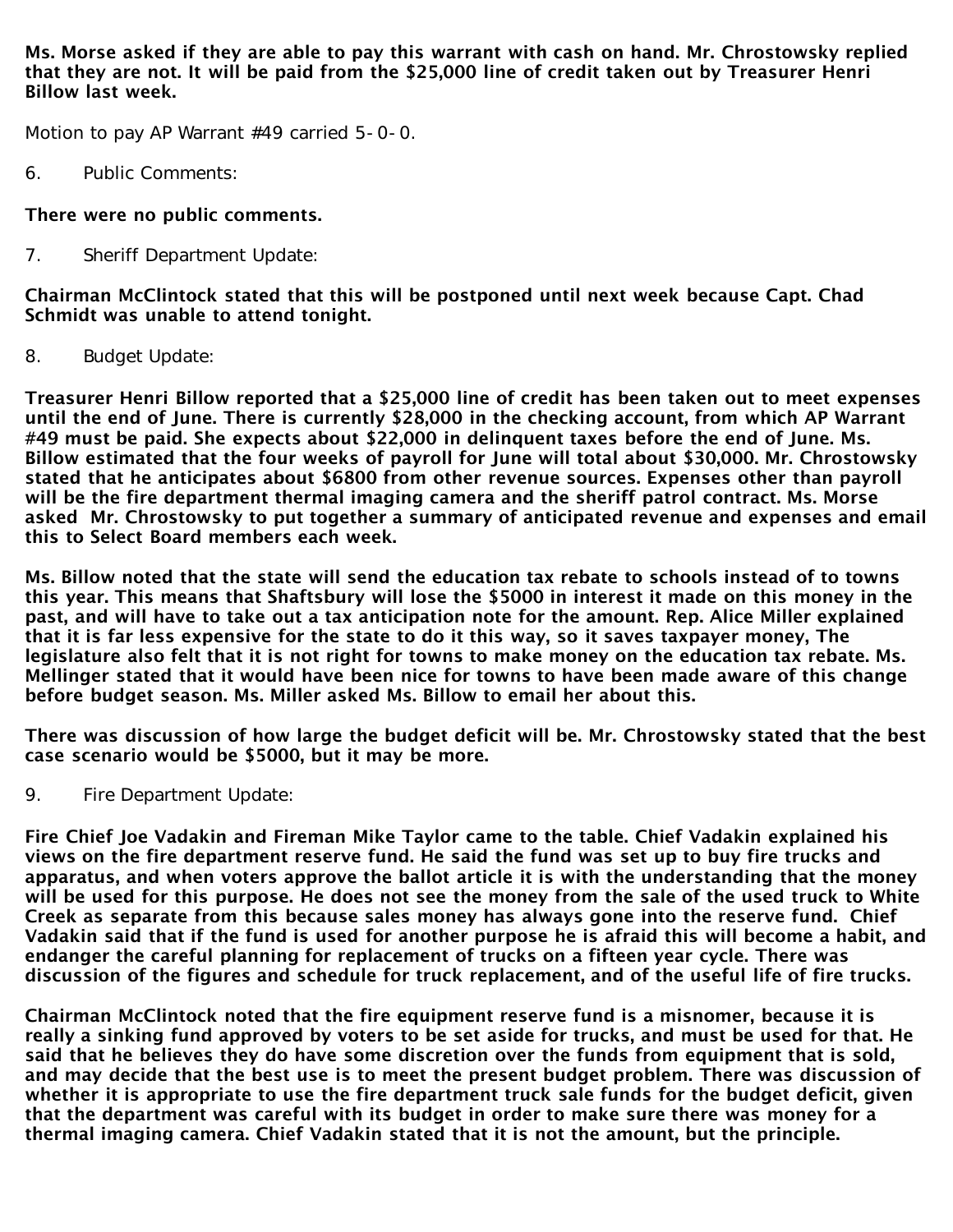**Ms. Morse asked if they are able to pay this warrant with cash on hand. Mr. Chrostowsky replied that they are not. It will be paid from the $25,000 line of credit taken out by Treasurer Henri Billow last week.**

Motion to pay AP Warrant #49 carried 5-0-0.

6. Public Comments:

**There were no public comments.**

7. Sheriff Department Update:

**Chairman McClintock stated that this will be postponed until next week because Capt. Chad Schmidt was unable to attend tonight.**

8. Budget Update:

**Treasurer Henri Billow reported that a $25,000 line of credit has been taken out to meet expenses until the end of June. There is currently $28,000 in the checking account, from which AP Warrant #49 must be paid. She expects about $22,000 in delinquent taxes before the end of June. Ms. Billow estimated that the four weeks of payroll for June will total about $30,000. Mr. Chrostowsky stated that he anticipates about $6800 from other revenue sources. Expenses other than payroll will be the fire department thermal imaging camera and the sheriff patrol contract. Ms. Morse asked Mr. Chrostowsky to put together a summary of anticipated revenue and expenses and email this to Select Board members each week.**

**Ms. Billow noted that the state will send the education tax rebate to schools instead of to towns this year. This means that Shaftsbury will lose the $5000 in interest it made on this money in the past, and will have to take out a tax anticipation note for the amount. Rep. Alice Miller explained that it is far less expensive for the state to do it this way, so it saves taxpayer money, The legislature also felt that it is not right for towns to make money on the education tax rebate. Ms. Mellinger stated that it would have been nice for towns to have been made aware of this change before budget season. Ms. Miller asked Ms. Billow to email her about this.**

**There was discussion of how large the budget deficit will be. Mr. Chrostowsky stated that the best case scenario would be $5000, but it may be more.**

9. Fire Department Update:

**Fire Chief Joe Vadakin and Fireman Mike Taylor came to the table. Chief Vadakin explained his views on the fire department reserve fund. He said the fund was set up to buy fire trucks and apparatus, and when voters approve the ballot article it is with the understanding that the money will be used for this purpose. He does not see the money from the sale of the used truck to White Creek as separate from this because sales money has always gone into the reserve fund. Chief Vadakin said that if the fund is used for another purpose he is afraid this will become a habit, and endanger the careful planning for replacement of trucks on a fifteen year cycle. There was discussion of the figures and schedule for truck replacement, and of the useful life of fire trucks.**

**Chairman McClintock noted that the fire equipment reserve fund is a misnomer, because it is really a sinking fund approved by voters to be set aside for trucks, and must be used for that. He said that he believes they do have some discretion over the funds from equipment that is sold, and may decide that the best use is to meet the present budget problem. There was discussion of whether it is appropriate to use the fire department truck sale funds for the budget deficit, given that the department was careful with its budget in order to make sure there was money for a thermal imaging camera. Chief Vadakin stated that it is not the amount, but the principle.**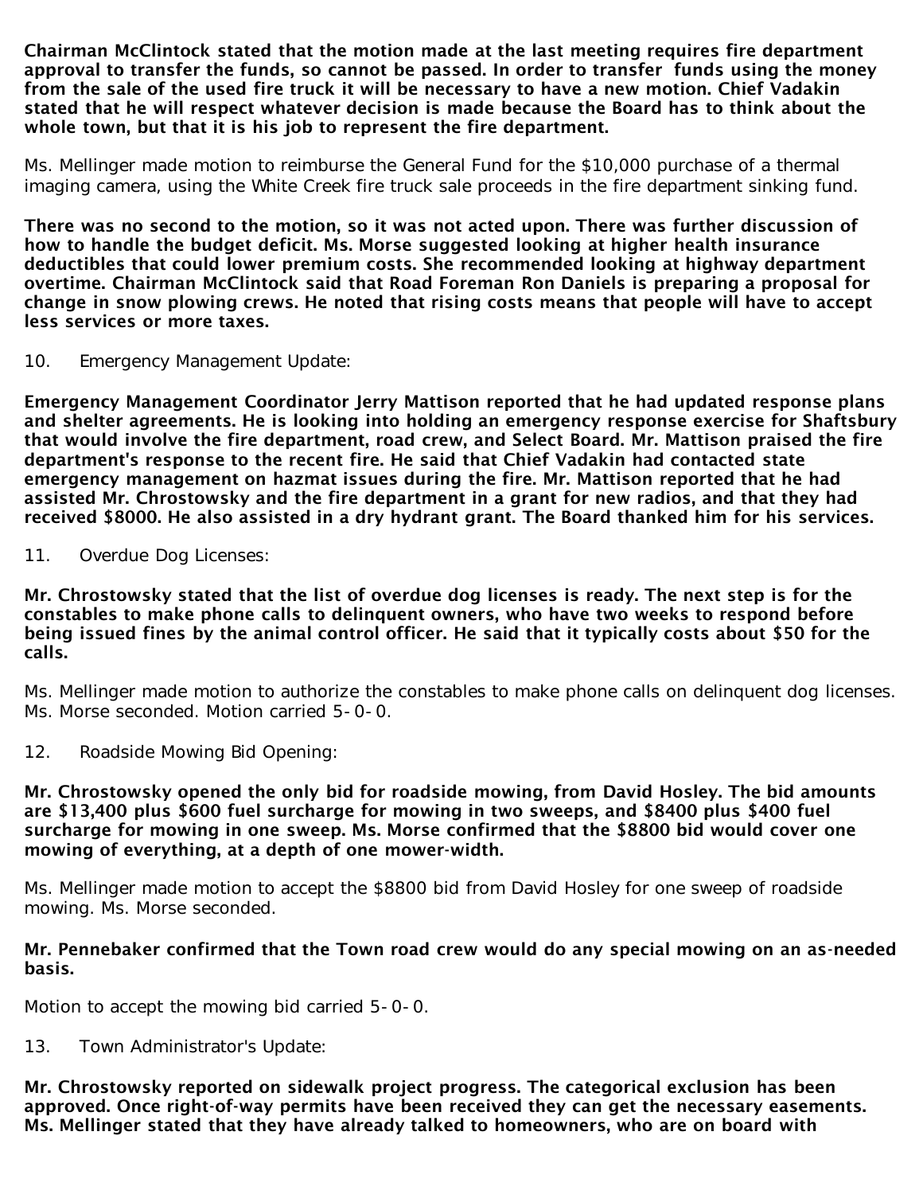**Chairman McClintock stated that the motion made at the last meeting requires fire department approval to transfer the funds, so cannot be passed. In order to transfer funds using the money from the sale of the used fire truck it will be necessary to have a new motion. Chief Vadakin stated that he will respect whatever decision is made because the Board has to think about the whole town, but that it is his job to represent the fire department.**

Ms. Mellinger made motion to reimburse the General Fund for the $10,000 purchase of a thermal imaging camera, using the White Creek fire truck sale proceeds in the fire department sinking fund.

**There was no second to the motion, so it was not acted upon. There was further discussion of how to handle the budget deficit. Ms. Morse suggested looking at higher health insurance deductibles that could lower premium costs. She recommended looking at highway department overtime. Chairman McClintock said that Road Foreman Ron Daniels is preparing a proposal for change in snow plowing crews. He noted that rising costs means that people will have to accept less services or more taxes.**

10. Emergency Management Update:

**Emergency Management Coordinator Jerry Mattison reported that he had updated response plans and shelter agreements. He is looking into holding an emergency response exercise for Shaftsbury that would involve the fire department, road crew, and Select Board. Mr. Mattison praised the fire department's response to the recent fire. He said that Chief Vadakin had contacted state emergency management on hazmat issues during the fire. Mr. Mattison reported that he had assisted Mr. Chrostowsky and the fire department in a grant for new radios, and that they had received $8000. He also assisted in a dry hydrant grant. The Board thanked him for his services.**

11. Overdue Dog Licenses:

**Mr. Chrostowsky stated that the list of overdue dog licenses is ready. The next step is for the constables to make phone calls to delinquent owners, who have two weeks to respond before being issued fines by the animal control officer. He said that it typically costs about $50 for the calls.**

Ms. Mellinger made motion to authorize the constables to make phone calls on delinquent dog licenses. Ms. Morse seconded. Motion carried 5-0-0.

12. Roadside Mowing Bid Opening:

**Mr. Chrostowsky opened the only bid for roadside mowing, from David Hosley. The bid amounts are $13,400 plus $600 fuel surcharge for mowing in two sweeps, and $8400 plus $400 fuel surcharge for mowing in one sweep. Ms. Morse confirmed that the $8800 bid would cover one mowing of everything, at a depth of one mower-width.**

Ms. Mellinger made motion to accept the $8800 bid from David Hosley for one sweep of roadside mowing. Ms. Morse seconded.

**Mr. Pennebaker confirmed that the Town road crew would do any special mowing on an as-needed basis.**

Motion to accept the mowing bid carried 5-0-0.

13. Town Administrator's Update:

**Mr. Chrostowsky reported on sidewalk project progress. The categorical exclusion has been approved. Once right-of-way permits have been received they can get the necessary easements. Ms. Mellinger stated that they have already talked to homeowners, who are on board with**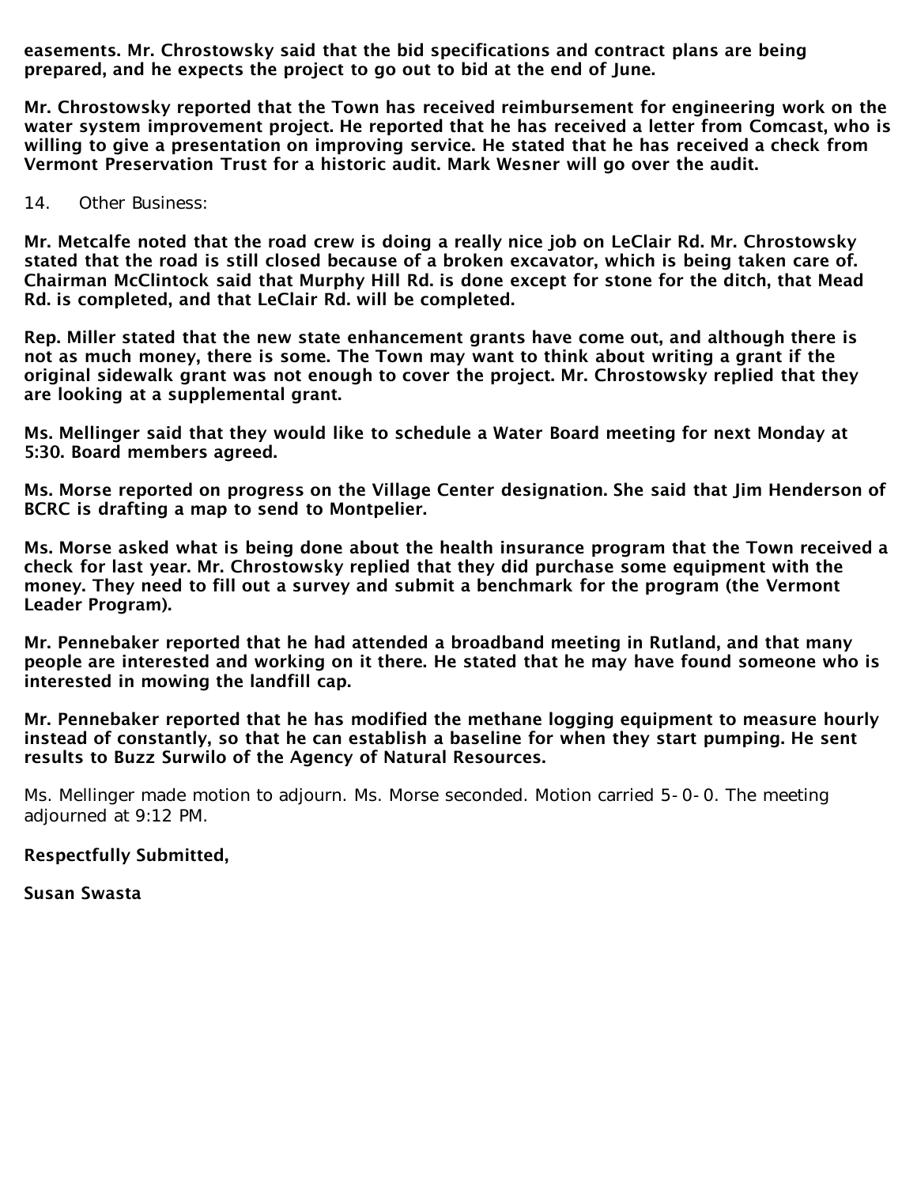**easements. Mr. Chrostowsky said that the bid specifications and contract plans are being prepared, and he expects the project to go out to bid at the end of June.**

**Mr. Chrostowsky reported that the Town has received reimbursement for engineering work on the water system improvement project. He reported that he has received a letter from Comcast, who is willing to give a presentation on improving service. He stated that he has received a check from Vermont Preservation Trust for a historic audit. Mark Wesner will go over the audit.**

14. Other Business:

**Mr. Metcalfe noted that the road crew is doing a really nice job on LeClair Rd. Mr. Chrostowsky stated that the road is still closed because of a broken excavator, which is being taken care of. Chairman McClintock said that Murphy Hill Rd. is done except for stone for the ditch, that Mead Rd. is completed, and that LeClair Rd. will be completed.**

**Rep. Miller stated that the new state enhancement grants have come out, and although there is not as much money, there is some. The Town may want to think about writing a grant if the original sidewalk grant was not enough to cover the project. Mr. Chrostowsky replied that they are looking at a supplemental grant.**

**Ms. Mellinger said that they would like to schedule a Water Board meeting for next Monday at 5:30. Board members agreed.**

**Ms. Morse reported on progress on the Village Center designation. She said that Jim Henderson of BCRC is drafting a map to send to Montpelier.**

**Ms. Morse asked what is being done about the health insurance program that the Town received a check for last year. Mr. Chrostowsky replied that they did purchase some equipment with the money. They need to fill out a survey and submit a benchmark for the program (the Vermont Leader Program).**

**Mr. Pennebaker reported that he had attended a broadband meeting in Rutland, and that many people are interested and working on it there. He stated that he may have found someone who is interested in mowing the landfill cap.**

**Mr. Pennebaker reported that he has modified the methane logging equipment to measure hourly instead of constantly, so that he can establish a baseline for when they start pumping. He sent results to Buzz Surwilo of the Agency of Natural Resources.**

Ms. Mellinger made motion to adjourn. Ms. Morse seconded. Motion carried 5-0-0. The meeting adjourned at 9:12 PM.

**Respectfully Submitted,**

**Susan Swasta**